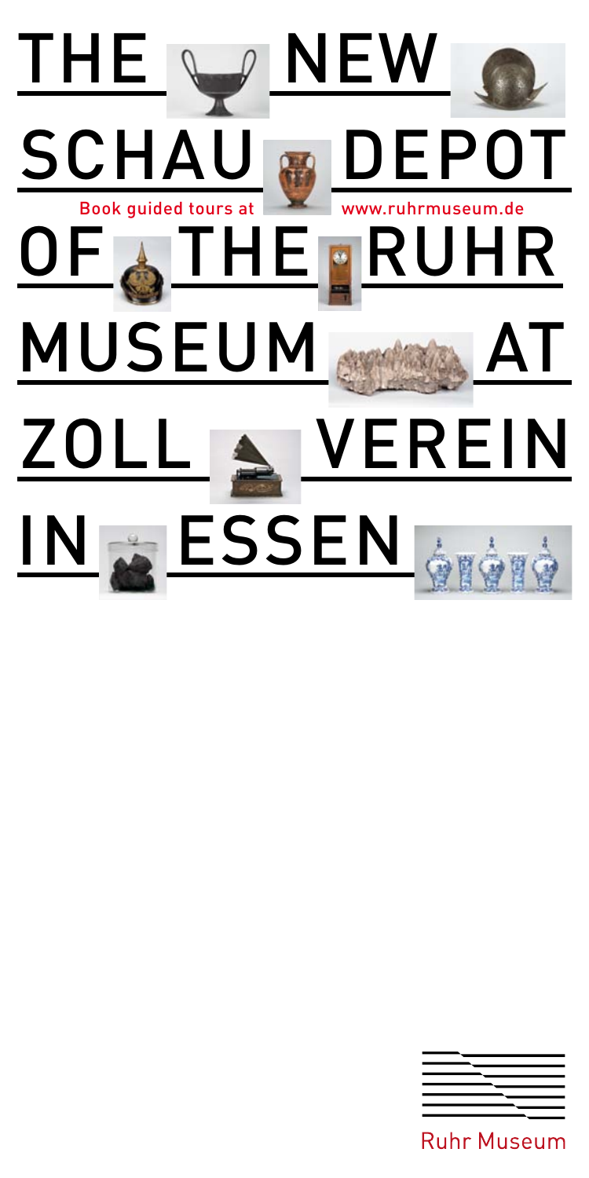# THE NEW SCHAU DEPOT OF THE RUHR MUSEUM AT ZOLL VEREIN IN ESSEN

Book guided tours at www.ruhrmuseum.de

Ruhr Museum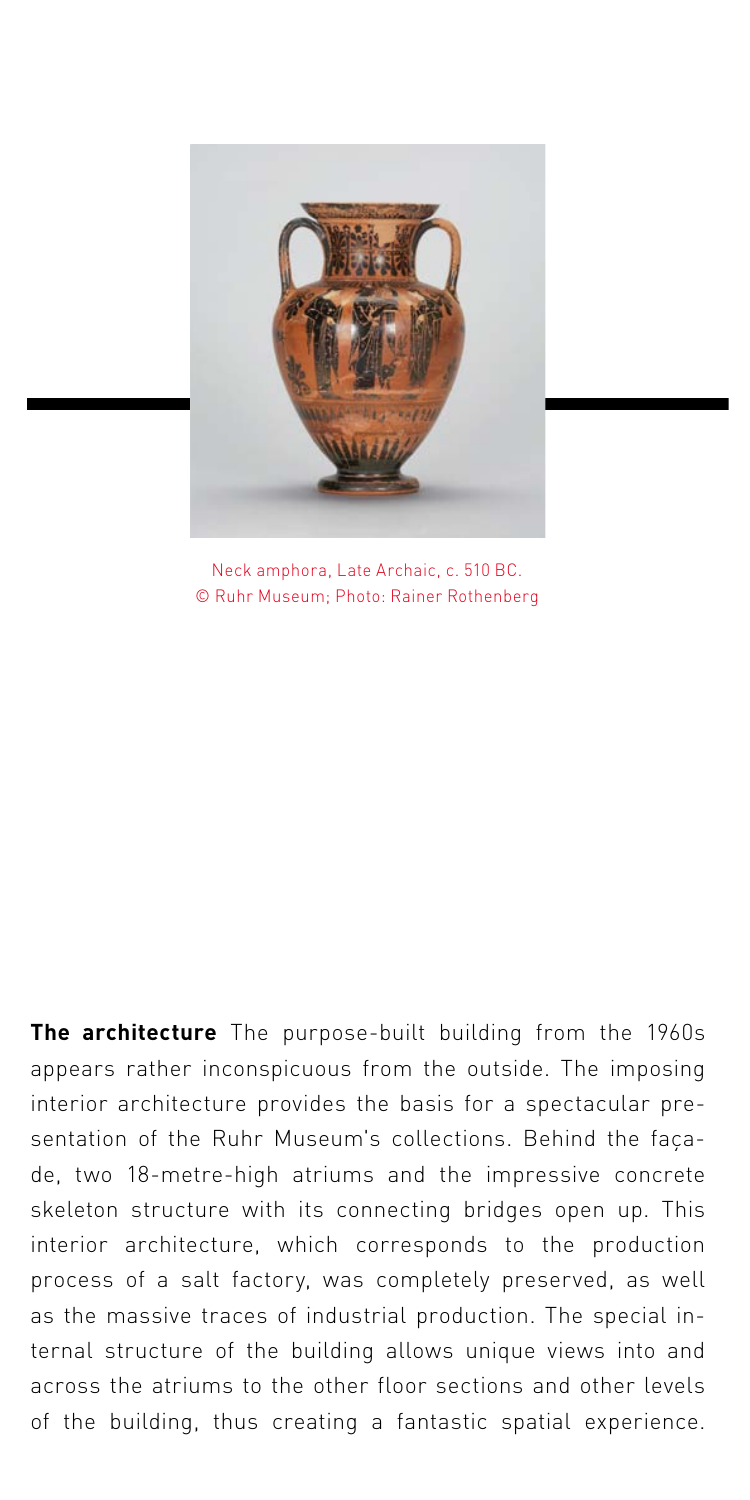Neck amphora, Late Archaic, c. 510 BC.
© Ruhr Museum; Photo: Rainer Rothenberg

**The architecture** The purpose-built building from the 1960s appears rather inconspicuous from the outside. The imposing interior architecture provides the basis for a spectacular presentation of the Ruhr Museum's collections. Behind the façade, two 18-metre-high atriums and the impressive concrete skeleton structure with its connecting bridges open up. This interior architecture, which corresponds to the production process of a salt factory, was completely preserved, as well as the massive traces of industrial production. The special internal structure of the building allows unique views into and across the atriums to the other floor sections and other levels of the building, thus creating a fantastic spatial experience.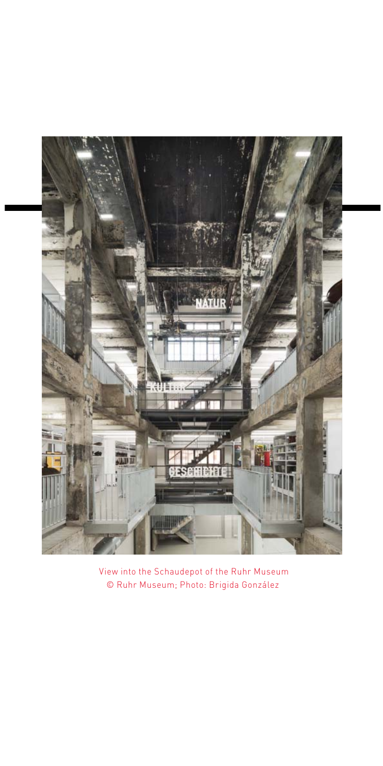View into the Schaudepot of the Ruhr Museum
© Ruhr Museum; Photo: Brigida González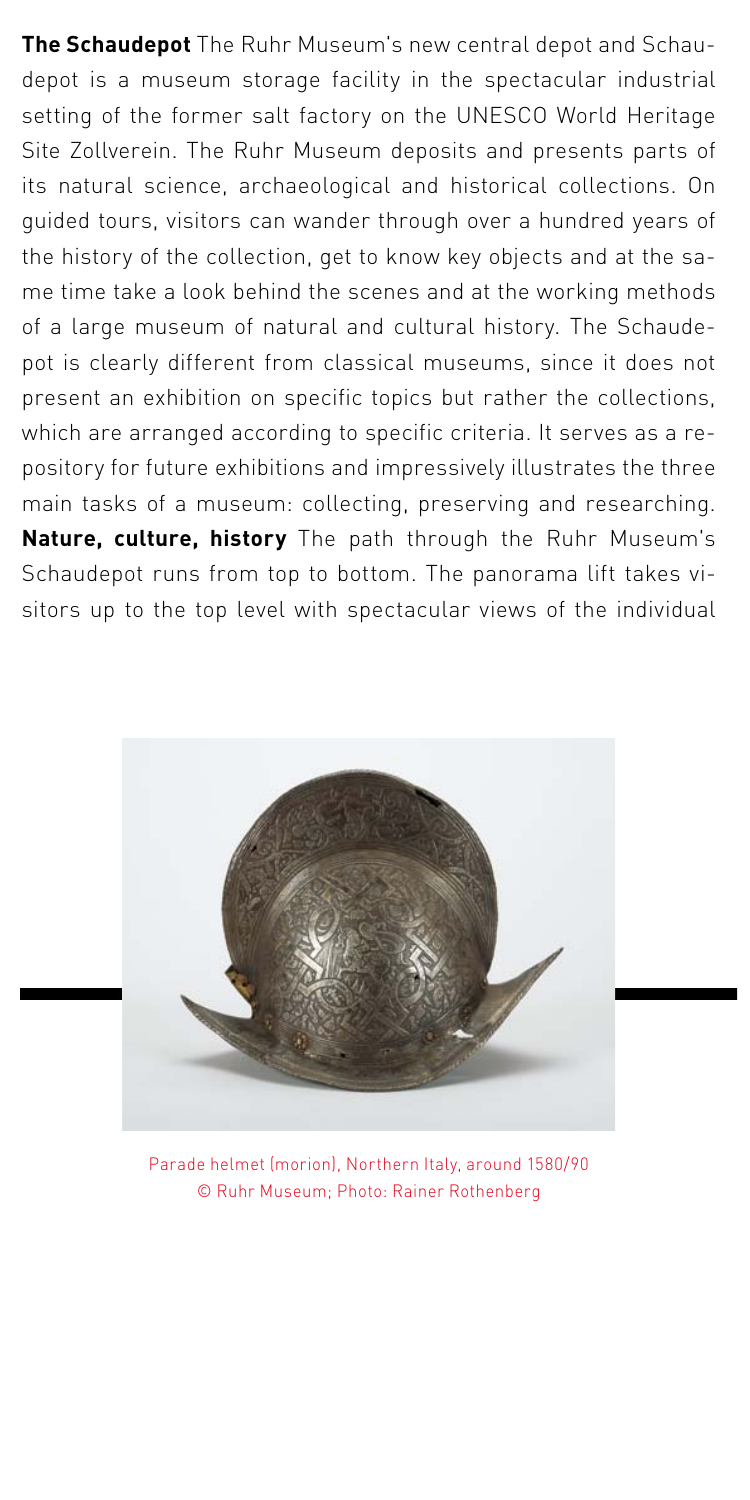**The Schaudepot** The Ruhr Museum's new central depot and Schaudepot is a museum storage facility in the spectacular industrial setting of the former salt factory on the UNESCO World Heritage Site Zollverein. The Ruhr Museum deposits and presents parts of its natural science, archaeological and historical collections. On guided tours, visitors can wander through over a hundred years of the history of the collection, get to know key objects and at the same time take a look behind the scenes and at the working methods of a large museum of natural and cultural history. The Schaudepot is clearly different from classical museums, since it does not present an exhibition on specific topics but rather the collections, which are arranged according to specific criteria. It serves as a repository for future exhibitions and impressively illustrates the three main tasks of a museum: collecting, preserving and researching. **Nature, culture, history** The path through the Ruhr Museum's Schaudepot runs from top to bottom. The panorama lift takes visitors up to the top level with spectacular views of the individual

Parade helmet (morion), Northern Italy, around 1580/90
© Ruhr Museum; Photo: Rainer Rothenberg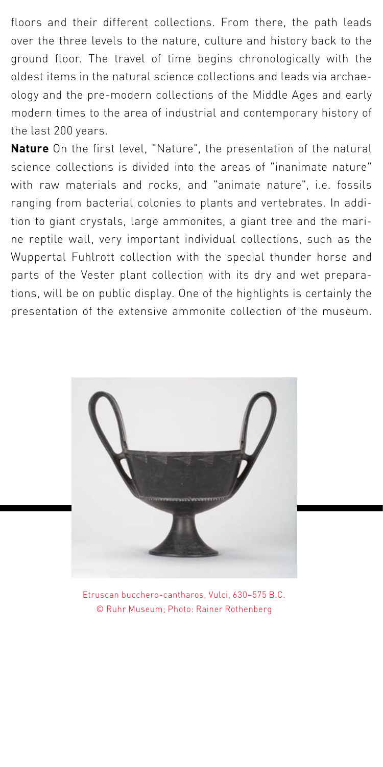floors and their different collections. From there, the path leads over the three levels to the nature, culture and history back to the ground floor. The travel of time begins chronologically with the oldest items in the natural science collections and leads via archaeology and the pre-modern collections of the Middle Ages and early modern times to the area of industrial and contemporary history of the last 200 years.

**Nature** On the first level, "Nature", the presentation of the natural science collections is divided into the areas of "inanimate nature" with raw materials and rocks, and "animate nature", i.e. fossils ranging from bacterial colonies to plants and vertebrates. In addition to giant crystals, large ammonites, a giant tree and the marine reptile wall, very important individual collections, such as the Wuppertal Fuhlrott collection with the special thunder horse and parts of the Vester plant collection with its dry and wet preparations, will be on public display. One of the highlights is certainly the presentation of the extensive ammonite collection of the museum.

Etruscan bucchero-cantharos, Vulci, 630–575 B.C.
© Ruhr Museum; Photo: Rainer Rothenberg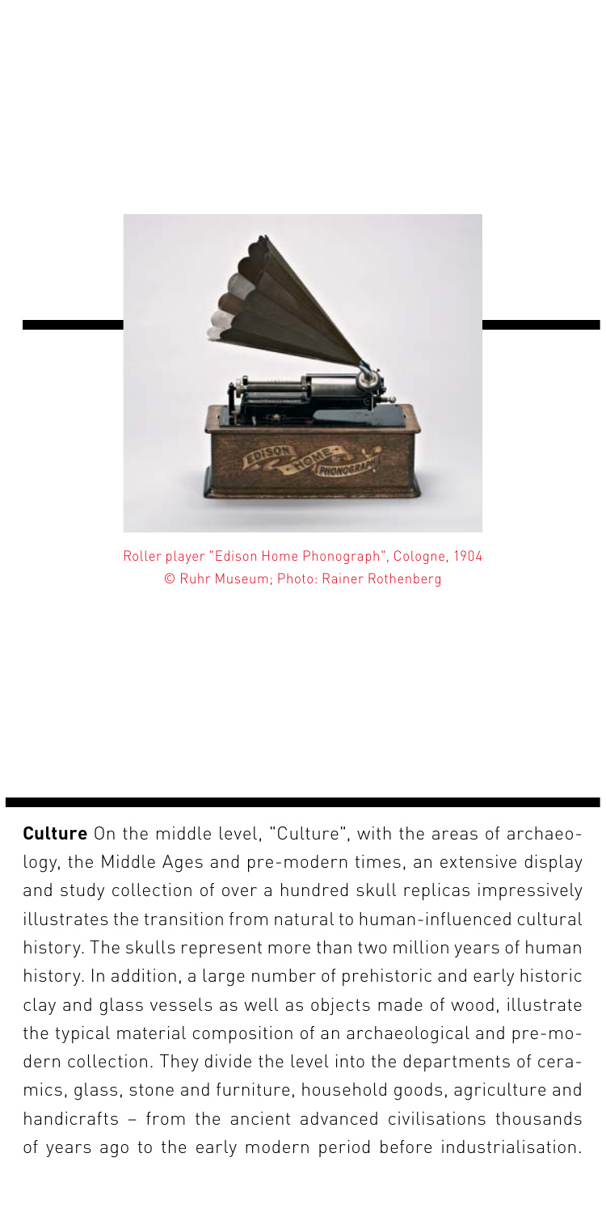Roller player "Edison Home Phonograph", Cologne, 1904
© Ruhr Museum; Photo: Rainer Rothenberg

**Culture** On the middle level, "Culture", with the areas of archaeology, the Middle Ages and pre-modern times, an extensive display and study collection of over a hundred skull replicas impressively illustrates the transition from natural to human-influenced cultural history. The skulls represent more than two million years of human history. In addition, a large number of prehistoric and early historic clay and glass vessels as well as objects made of wood, illustrate the typical material composition of an archaeological and pre-modern collection. They divide the level into the departments of ceramics, glass, stone and furniture, household goods, agriculture and handicrafts – from the ancient advanced civilisations thousands of years ago to the early modern period before industrialisation.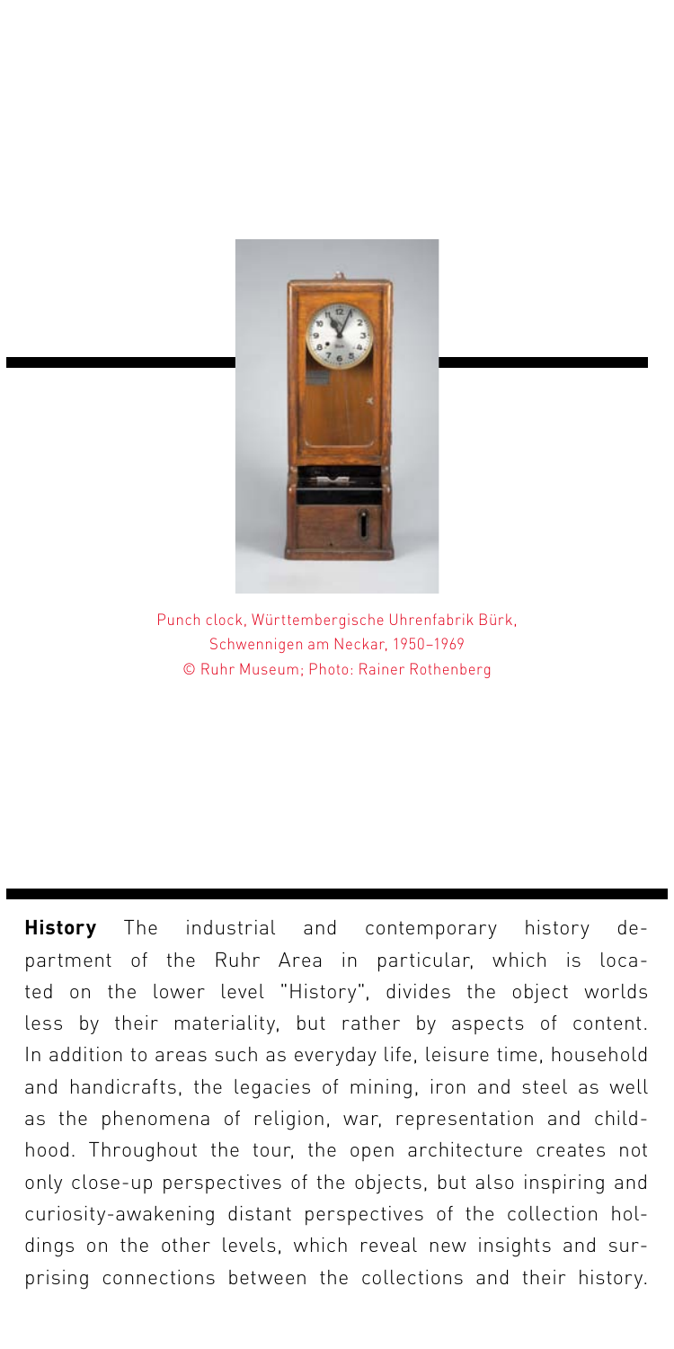Punch clock, Württembergische Uhrenfabrik Bürk, Schwennigen am Neckar, 1950–1969
© Ruhr Museum; Photo: Rainer Rothenberg

**History** The industrial and contemporary history department of the Ruhr Area in particular, which is located on the lower level "History", divides the object worlds less by their materiality, but rather by aspects of content. In addition to areas such as everyday life, leisure time, household and handicrafts, the legacies of mining, iron and steel as well as the phenomena of religion, war, representation and childhood. Throughout the tour, the open architecture creates not only close-up perspectives of the objects, but also inspiring and curiosity-awakening distant perspectives of the collection holdings on the other levels, which reveal new insights and surprising connections between the collections and their history.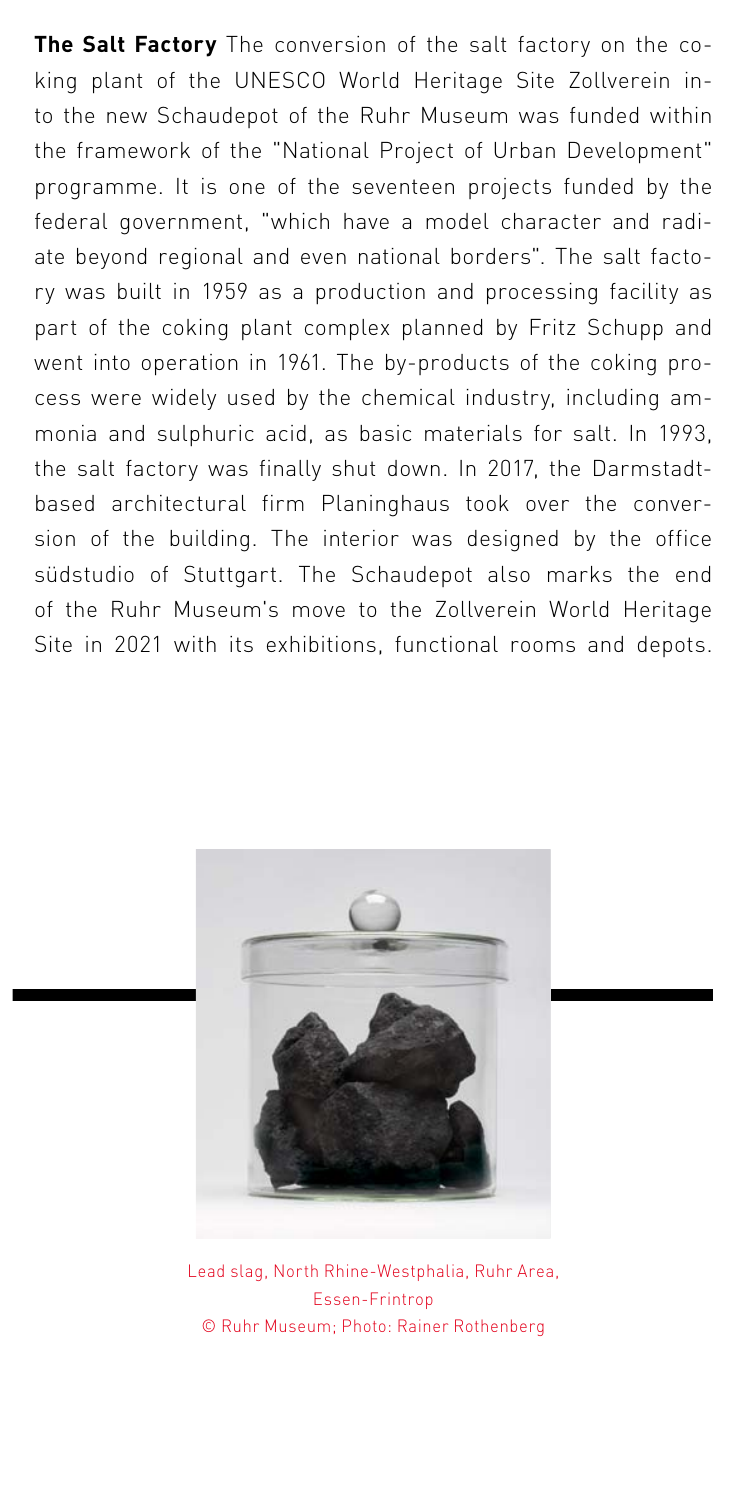**The Salt Factory** The conversion of the salt factory on the coking plant of the UNESCO World Heritage Site Zollverein into the new Schaudepot of the Ruhr Museum was funded within the framework of the "National Project of Urban Development" programme. It is one of the seventeen projects funded by the federal government, "which have a model character and radiate beyond regional and even national borders". The salt factory was built in 1959 as a production and processing facility as part of the coking plant complex planned by Fritz Schupp and went into operation in 1961. The by-products of the coking process were widely used by the chemical industry, including ammonia and sulphuric acid, as basic materials for salt. In 1993, the salt factory was finally shut down. In 2017, the Darmstadt-based architectural firm Planinghaus took over the conversion of the building. The interior was designed by the office südstudio of Stuttgart. The Schaudepot also marks the end of the Ruhr Museum's move to the Zollverein World Heritage Site in 2021 with its exhibitions, functional rooms and depots.

Lead slag, North Rhine-Westphalia, Ruhr Area, Essen-Frintrop
© Ruhr Museum; Photo: Rainer Rothenberg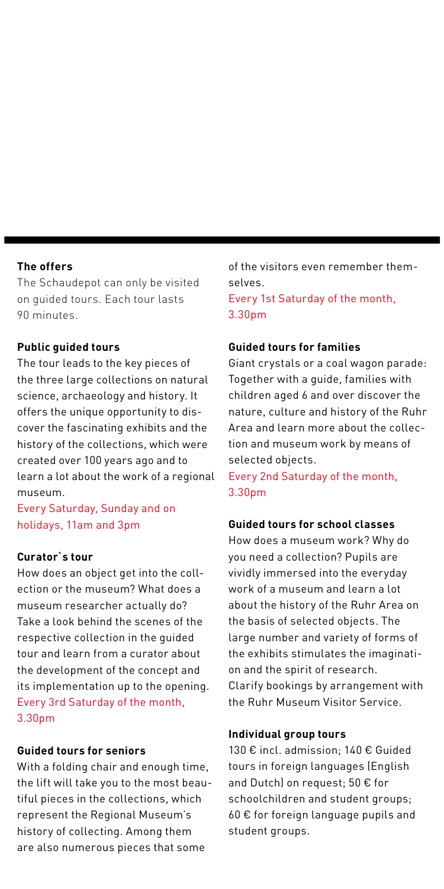**The offers**

The Schaudepot can only be visited on guided tours. Each tour lasts 90 minutes.

**Public guided tours**

The tour leads to the key pieces of the three large collections on natural science, archaeology and history. It offers the unique opportunity to discover the fascinating exhibits and the history of the collections, which were created over 100 years ago and to learn a lot about the work of a regional museum.

Every Saturday, Sunday and on holidays, 11am and 3pm

**Curator`s tour**

How does an object get into the collection or the museum? What does a museum researcher actually do? Take a look behind the scenes of the respective collection in the guided tour and learn from a curator about the development of the concept and its implementation up to the opening.

Every 3rd Saturday of the month, 3.30pm

**Guided tours for seniors**

With a folding chair and enough time, the lift will take you to the most beautiful pieces in the collections, which represent the Regional Museum's history of collecting. Among them are also numerous pieces that some of the visitors even remember themselves.

Every 1st Saturday of the month, 3.30pm

**Guided tours for families**

Giant crystals or a coal wagon parade: Together with a guide, families with children aged 6 and over discover the nature, culture and history of the Ruhr Area and learn more about the collection and museum work by means of selected objects.

Every 2nd Saturday of the month, 3.30pm

**Guided tours for school classes**

How does a museum work? Why do you need a collection? Pupils are vividly immersed into the everyday work of a museum and learn a lot about the history of the Ruhr Area on the basis of selected objects. The large number and variety of forms of the exhibits stimulates the imagination and the spirit of research.
Clarify bookings by arrangement with the Ruhr Museum Visitor Service.

**Individual group tours**

130 € incl. admission; 140 € Guided tours in foreign languages (English and Dutch) on request; 50 € for schoolchildren and student groups; 60 € for foreign language pupils and student groups.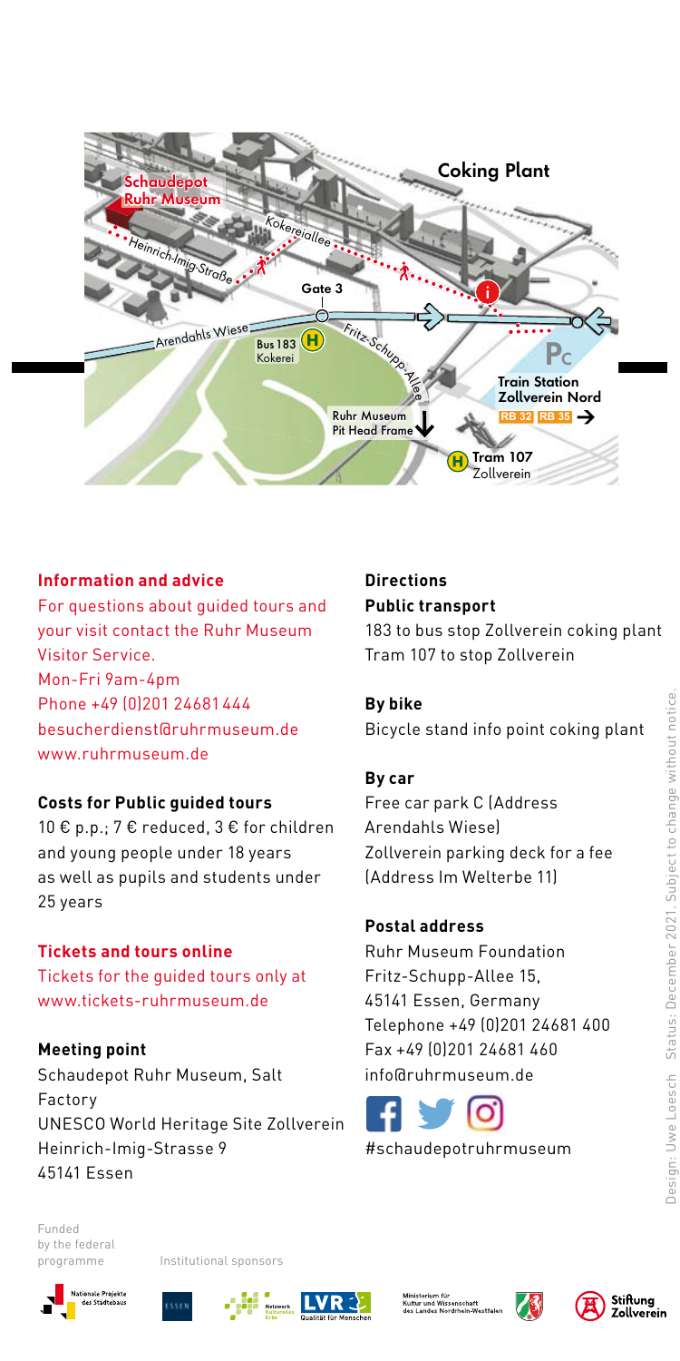Schaudepot Ruhr Museum

Coking Plant

Kokereiallee

Heinrich-Imig-Straße

Gate 3

Arendahls Wiese

Bus 183 Kokerei

Fritz-Schupp-Allee

Pc

Train Station Zollverein Nord

RB 32 RB 35

Ruhr Museum Pit Head Frame

Tram 107 Zollverein

## Information and advice

For questions about guided tours and your visit contact the Ruhr Museum Visitor Service.
Mon-Fri 9am-4pm
Phone +49 (0)201 24681 444
besucherdienst@ruhrmuseum.de
www.ruhrmuseum.de

## Costs for Public guided tours

10 € p.p.; 7 € reduced, 3 € for children and young people under 18 years as well as pupils and students under 25 years

## Tickets and tours online

Tickets for the guided tours only at www.tickets-ruhrmuseum.de

## Meeting point

Schaudepot Ruhr Museum, Salt Factory
UNESCO World Heritage Site Zollverein
Heinrich-Imig-Strasse 9
45141 Essen

## Directions

### Public transport

183 to bus stop Zollverein coking plant
Tram 107 to stop Zollverein

### By bike

Bicycle stand info point coking plant

### By car

Free car park C (Address Arendahls Wiese)
Zollverein parking deck for a fee (Address Im Welterbe 11)

## Postal address

Ruhr Museum Foundation
Fritz-Schupp-Allee 15,
45141 Essen, Germany
Telephone +49 (0)201 24681 400
Fax +49 (0)201 24681 460
info@ruhrmuseum.de

#schaudepotruhrmuseum

Design: Uwe Loesch Status: December 2021. Subject to change without notice.

Funded by the federal programme

Institutional sponsors

Nationale Projekte des Städtebaus

ESSEN

Netzwerk Kulturelles Erbe

LVR Qualität für Menschen

Ministerium für Kultur und Wissenschaft des Landes Nordrhein-Westfalen

Stiftung Zollverein